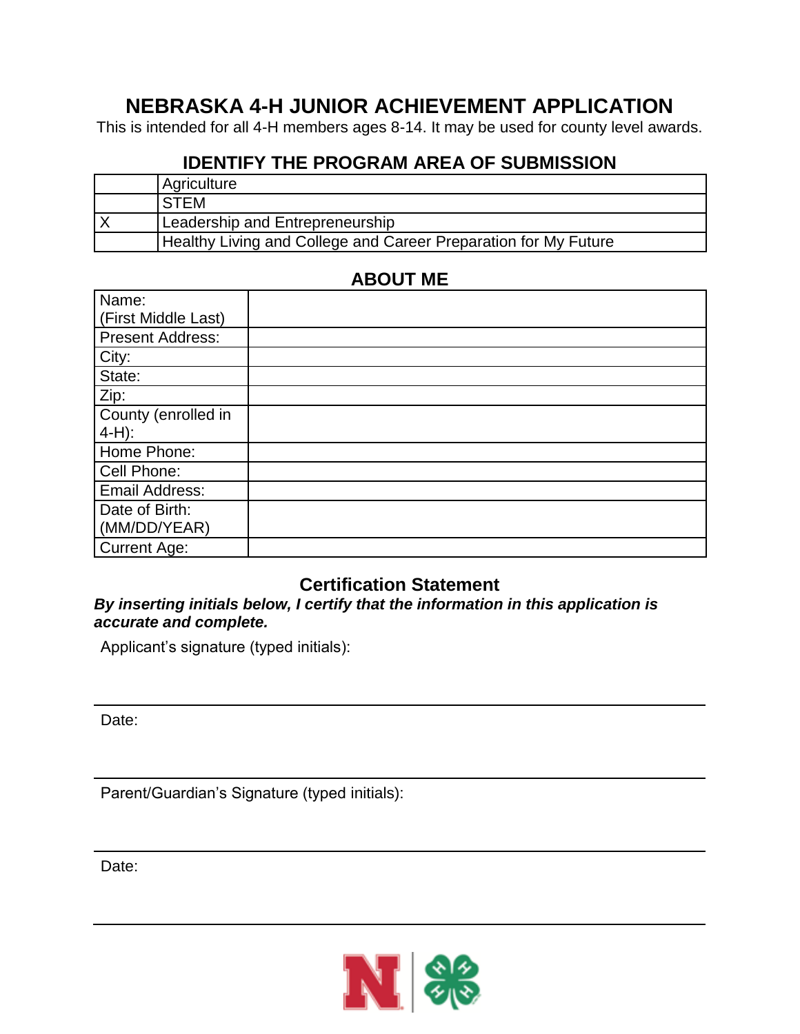# NEBRASKA 4-H JUNIOR ACHIEVEMENT APPLICATION

This is intended for all 4-H members ages 8-14. It may be used for county level awards.

## IDENTIFY THE PROGRAM AREA OF SUBMISSION

| | |
|---|---|
| | Agriculture |
| | STEM |
| X | Leadership and Entrepreneurship |
| | Healthy Living and College and Career Preparation for My Future |

## ABOUT ME

| | |
|---|---|
| Name: (First Middle Last) | |
| Present Address: | |
| City: | |
| State: | |
| Zip: | |
| County (enrolled in 4-H): | |
| Home Phone: | |
| Cell Phone: | |
| Email Address: | |
| Date of Birth: (MM/DD/YEAR) | |
| Current Age: | |

## Certification Statement

***By inserting initials below, I certify that the information in this application is accurate and complete.***

Applicant's signature (typed initials):

---

Date:

---

Parent/Guardian's Signature (typed initials):

---

Date:

---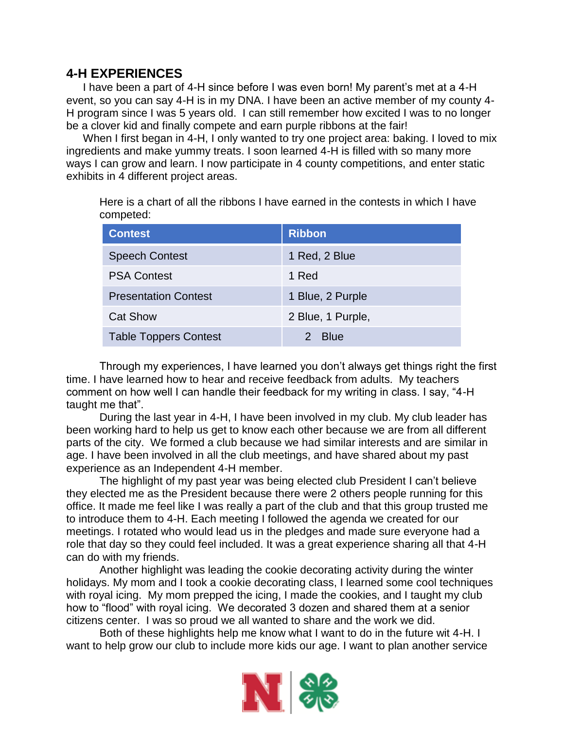## 4-H EXPERIENCES

I have been a part of 4-H since before I was even born! My parent's met at a 4-H event, so you can say 4-H is in my DNA. I have been an active member of my county 4-H program since I was 5 years old. I can still remember how excited I was to no longer be a clover kid and finally compete and earn purple ribbons at the fair!

When I first began in 4-H, I only wanted to try one project area: baking. I loved to mix ingredients and make yummy treats. I soon learned 4-H is filled with so many more ways I can grow and learn. I now participate in 4 county competitions, and enter static exhibits in 4 different project areas.

Here is a chart of all the ribbons I have earned in the contests in which I have competed:

| Contest | Ribbon |
| --- | --- |
| Speech Contest | 1 Red, 2 Blue |
| PSA Contest | 1 Red |
| Presentation Contest | 1 Blue, 2 Purple |
| Cat Show | 2 Blue, 1 Purple, |
| Table Toppers Contest | 2 Blue |

Through my experiences, I have learned you don't always get things right the first time. I have learned how to hear and receive feedback from adults. My teachers comment on how well I can handle their feedback for my writing in class. I say, "4-H taught me that".

During the last year in 4-H, I have been involved in my club. My club leader has been working hard to help us get to know each other because we are from all different parts of the city. We formed a club because we had similar interests and are similar in age. I have been involved in all the club meetings, and have shared about my past experience as an Independent 4-H member.

The highlight of my past year was being elected club President I can't believe they elected me as the President because there were 2 others people running for this office. It made me feel like I was really a part of the club and that this group trusted me to introduce them to 4-H. Each meeting I followed the agenda we created for our meetings. I rotated who would lead us in the pledges and made sure everyone had a role that day so they could feel included. It was a great experience sharing all that 4-H can do with my friends.

Another highlight was leading the cookie decorating activity during the winter holidays. My mom and I took a cookie decorating class, I learned some cool techniques with royal icing. My mom prepped the icing, I made the cookies, and I taught my club how to "flood" with royal icing. We decorated 3 dozen and shared them at a senior citizens center. I was so proud we all wanted to share and the work we did.

Both of these highlights help me know what I want to do in the future wit 4-H. I want to help grow our club to include more kids our age. I want to plan another service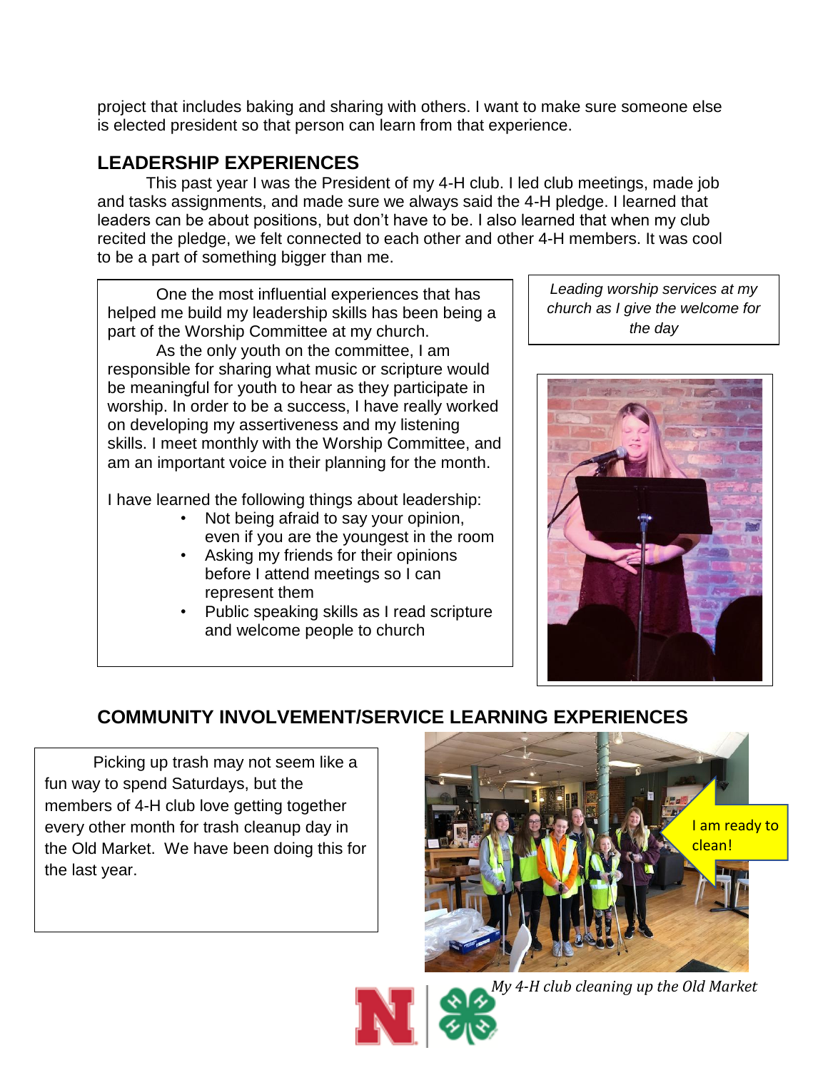project that includes baking and sharing with others. I want to make sure someone else is elected president so that person can learn from that experience.

## LEADERSHIP EXPERIENCES

This past year I was the President of my 4-H club. I led club meetings, made job and tasks assignments, and made sure we always said the 4-H pledge. I learned that leaders can be about positions, but don't have to be. I also learned that when my club recited the pledge, we felt connected to each other and other 4-H members. It was cool to be a part of something bigger than me.

One the most influential experiences that has helped me build my leadership skills has been being a part of the Worship Committee at my church.

As the only youth on the committee, I am responsible for sharing what music or scripture would be meaningful for youth to hear as they participate in worship. In order to be a success, I have really worked on developing my assertiveness and my listening skills. I meet monthly with the Worship Committee, and am an important voice in their planning for the month.

I have learned the following things about leadership:

- Not being afraid to say your opinion, even if you are the youngest in the room
- Asking my friends for their opinions before I attend meetings so I can represent them
- Public speaking skills as I read scripture and welcome people to church

*Leading worship services at my church as I give the welcome for the day*

## COMMUNITY INVOLVEMENT/SERVICE LEARNING EXPERIENCES

Picking up trash may not seem like a fun way to spend Saturdays, but the members of 4-H club love getting together every other month for trash cleanup day in the Old Market. We have been doing this for the last year.

I am ready to clean!

*My 4-H club cleaning up the Old Market*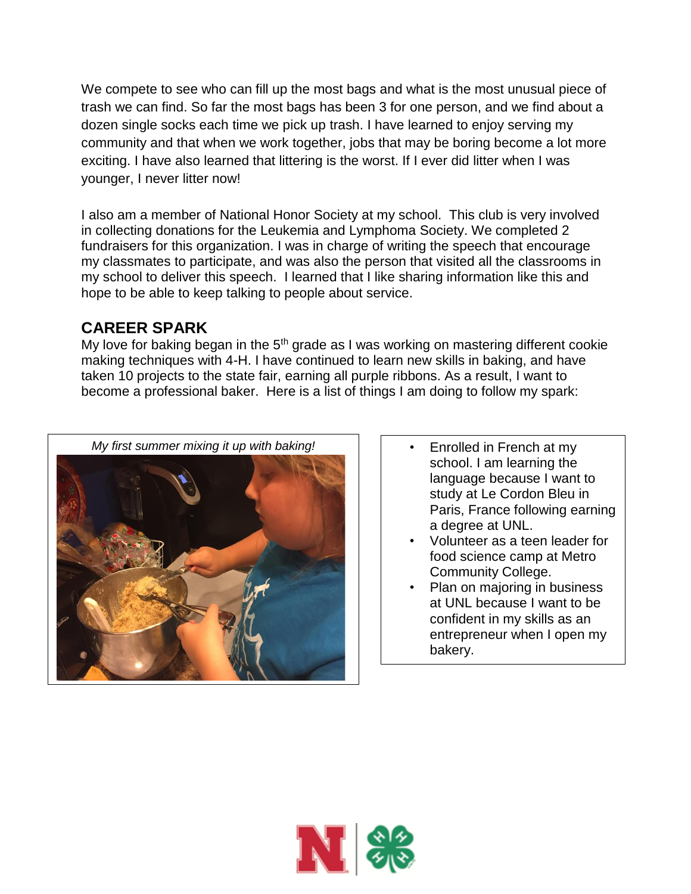We compete to see who can fill up the most bags and what is the most unusual piece of trash we can find. So far the most bags has been 3 for one person, and we find about a dozen single socks each time we pick up trash. I have learned to enjoy serving my community and that when we work together, jobs that may be boring become a lot more exciting. I have also learned that littering is the worst. If I ever did litter when I was younger, I never litter now!

I also am a member of National Honor Society at my school. This club is very involved in collecting donations for the Leukemia and Lymphoma Society. We completed 2 fundraisers for this organization. I was in charge of writing the speech that encourage my classmates to participate, and was also the person that visited all the classrooms in my school to deliver this speech. I learned that I like sharing information like this and hope to be able to keep talking to people about service.

## CAREER SPARK

My love for baking began in the 5th grade as I was working on mastering different cookie making techniques with 4-H. I have continued to learn new skills in baking, and have taken 10 projects to the state fair, earning all purple ribbons. As a result, I want to become a professional baker. Here is a list of things I am doing to follow my spark:

*My first summer mixing it up with baking!*

- Enrolled in French at my school. I am learning the language because I want to study at Le Cordon Bleu in Paris, France following earning a degree at UNL.
- Volunteer as a teen leader for food science camp at Metro Community College.
- Plan on majoring in business at UNL because I want to be confident in my skills as an entrepreneur when I open my bakery.